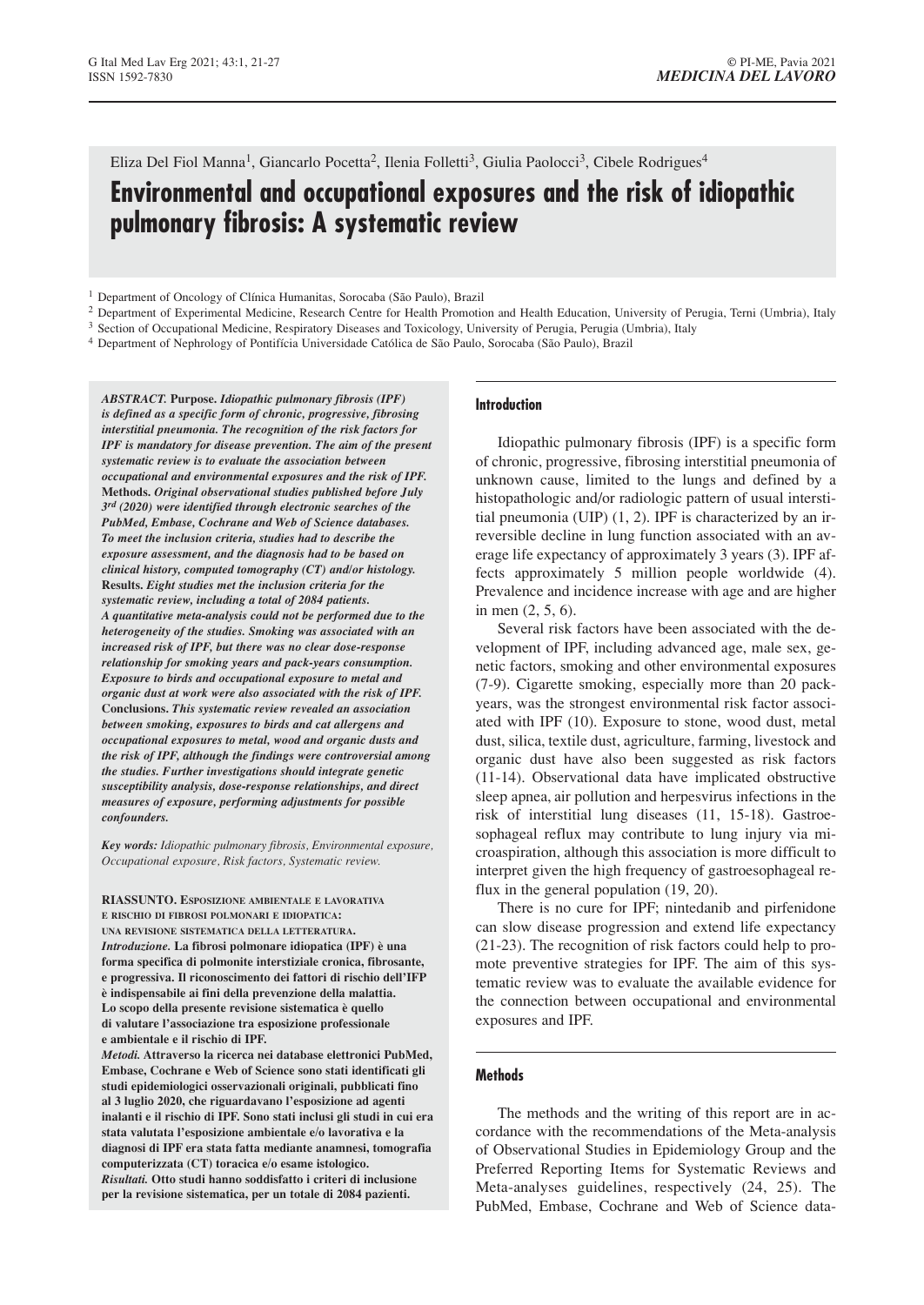Eliza Del Fiol Manna[1], Giancarlo Pocetta[2], Ilenia Folletti[3], Giulia Paolocci[3], Cibele Rodrigues[4]

# Environmental and occupational exposures and the risk of idiopathic pulmonary fibrosis: A systematic review

[1] Department of Oncology of Clínica Humanitas, Sorocaba (São Paulo), Brazil

[2] Department of Experimental Medicine, Research Centre for Health Promotion and Health Education, University of Perugia, Terni (Umbria), Italy

[3] Section of Occupational Medicine, Respiratory Diseases and Toxicology, University of Perugia, Perugia (Umbria), Italy

[4] Department of Nephrology of Pontifícia Universidade Católica de São Paulo, Sorocaba (São Paulo), Brazil

***ABSTRACT.* Purpose.** ***Idiopathic pulmonary fibrosis (IPF) is defined as a specific form of chronic, progressive, fibrosing interstitial pneumonia. The recognition of the risk factors for IPF is mandatory for disease prevention. The aim of the present systematic review is to evaluate the association between occupational and environmental exposures and the risk of IPF.*** **Methods.** ***Original observational studies published before July 3rd (2020) were identified through electronic searches of the PubMed, Embase, Cochrane and Web of Science databases. To meet the inclusion criteria, studies had to describe the exposure assessment, and the diagnosis had to be based on clinical history, computed tomography (CT) and/or histology.*** **Results.** ***Eight studies met the inclusion criteria for the systematic review, including a total of 2084 patients. A quantitative meta-analysis could not be performed due to the heterogeneity of the studies. Smoking was associated with an increased risk of IPF, but there was no clear dose-response relationship for smoking years and pack-years consumption. Exposure to birds and occupational exposure to metal and organic dust at work were also associated with the risk of IPF.*** **Conclusions.** ***This systematic review revealed an association between smoking, exposures to birds and cat allergens and occupational exposures to metal, wood and organic dusts and the risk of IPF, although the findings were controversial among the studies. Further investigations should integrate genetic susceptibility analysis, dose-response relationships, and direct measures of exposure, performing adjustments for possible confounders.***

*Key words: Idiopathic pulmonary fibrosis, Environmental exposure, Occupational exposure, Risk factors, Systematic review.*

**RIASSUNTO. ESPOSIZIONE AMBIENTALE E LAVORATIVA E RISCHIO DI FIBROSI POLMONARI E IDIOPATICA: UNA REVISIONE SISTEMATICA DELLA LETTERATURA.**
***Introduzione.* La fibrosi polmonare idiopatica (IPF) è una forma specifica di polmonite interstiziale cronica, fibrosante, e progressiva. Il riconoscimento dei fattori di rischio dell'IFP è indispensabile ai fini della prevenzione della malattia. Lo scopo della presente revisione sistematica è quello di valutare l'associazione tra esposizione professionale e ambientale e il rischio di IPF.**
***Metodi.* Attraverso la ricerca nei database elettronici PubMed, Embase, Cochrane e Web of Science sono stati identificati gli studi epidemiologici osservazionali originali, pubblicati fino al 3 luglio 2020, che riguardavano l'esposizione ad agenti inalanti e il rischio di IPF. Sono stati inclusi gli studi in cui era stata valutata l'esposizione ambientale e/o lavorativa e la diagnosi di IPF era stata fatta mediante anamnesi, tomografia computerizzata (CT) toracica e/o esame istologico.**
***Risultati.* Otto studi hanno soddisfatto i criteri di inclusione per la revisione sistematica, per un totale di 2084 pazienti.**

## Introduction

Idiopathic pulmonary fibrosis (IPF) is a specific form of chronic, progressive, fibrosing interstitial pneumonia of unknown cause, limited to the lungs and defined by a histopathologic and/or radiologic pattern of usual interstitial pneumonia (UIP) (1, 2). IPF is characterized by an irreversible decline in lung function associated with an average life expectancy of approximately 3 years (3). IPF affects approximately 5 million people worldwide (4). Prevalence and incidence increase with age and are higher in men (2, 5, 6).

Several risk factors have been associated with the development of IPF, including advanced age, male sex, genetic factors, smoking and other environmental exposures (7-9). Cigarette smoking, especially more than 20 pack-years, was the strongest environmental risk factor associated with IPF (10). Exposure to stone, wood dust, metal dust, silica, textile dust, agriculture, farming, livestock and organic dust have also been suggested as risk factors (11-14). Observational data have implicated obstructive sleep apnea, air pollution and herpesvirus infections in the risk of interstitial lung diseases (11, 15-18). Gastroesophageal reflux may contribute to lung injury via microaspiration, although this association is more difficult to interpret given the high frequency of gastroesophageal reflux in the general population (19, 20).

There is no cure for IPF; nintedanib and pirfenidone can slow disease progression and extend life expectancy (21-23). The recognition of risk factors could help to promote preventive strategies for IPF. The aim of this systematic review was to evaluate the available evidence for the connection between occupational and environmental exposures and IPF.

## Methods

The methods and the writing of this report are in accordance with the recommendations of the Meta-analysis of Observational Studies in Epidemiology Group and the Preferred Reporting Items for Systematic Reviews and Meta-analyses guidelines, respectively (24, 25). The PubMed, Embase, Cochrane and Web of Science data-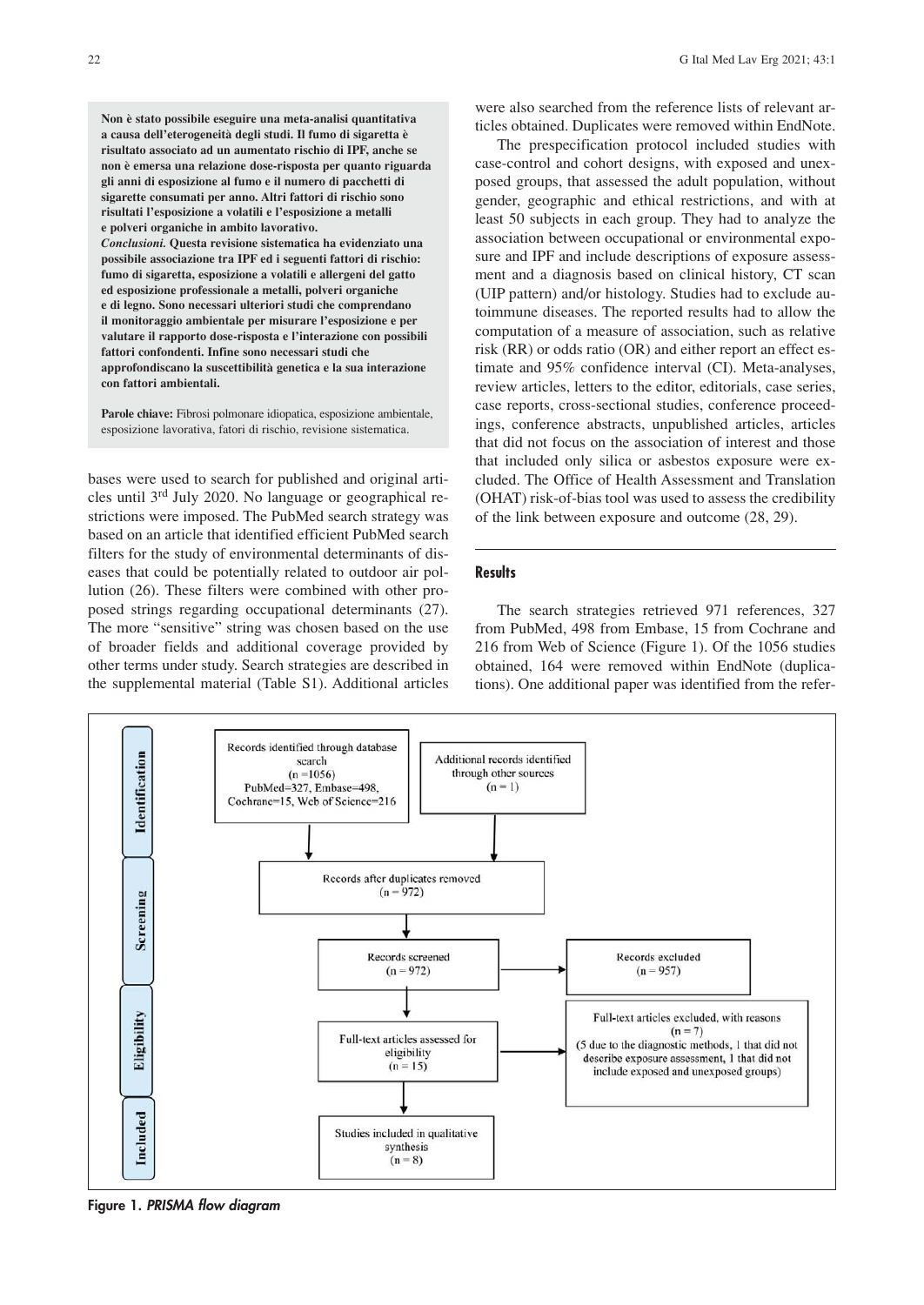**Non è stato possibile eseguire una meta-analisi quantitativa a causa dell'eterogeneità degli studi. Il fumo di sigaretta è risultato associato ad un aumentato rischio di IPF, anche se non è emersa una relazione dose-risposta per quanto riguarda gli anni di esposizione al fumo e il numero di pacchetti di sigarette consumati per anno. Altri fattori di rischio sono risultati l'esposizione a volatili e l'esposizione a metalli e polveri organiche in ambito lavorativo.**
***Conclusioni.*** **Questa revisione sistematica ha evidenziato una possibile associazione tra IPF ed i seguenti fattori di rischio: fumo di sigaretta, esposizione a volatili e allergeni del gatto ed esposizione professionale a metalli, polveri organiche e di legno. Sono necessari ulteriori studi che comprendano il monitoraggio ambientale per misurare l'esposizione e per valutare il rapporto dose-risposta e l'interazione con possibili fattori confondenti. Infine sono necessari studi che approfondiscano la suscettibilità genetica e la sua interazione con fattori ambientali.**

**Parole chiave:** Fibrosi polmonare idiopatica, esposizione ambientale, esposizione lavorativa, fatori di rischio, revisione sistematica.

bases were used to search for published and original articles until 3rd July 2020. No language or geographical restrictions were imposed. The PubMed search strategy was based on an article that identified efficient PubMed search filters for the study of environmental determinants of diseases that could be potentially related to outdoor air pollution (26). These filters were combined with other proposed strings regarding occupational determinants (27). The more "sensitive" string was chosen based on the use of broader fields and additional coverage provided by other terms under study. Search strategies are described in the supplemental material (Table S1). Additional articles were also searched from the reference lists of relevant articles obtained. Duplicates were removed within EndNote.

The prespecification protocol included studies with case-control and cohort designs, with exposed and unexposed groups, that assessed the adult population, without gender, geographic and ethical restrictions, and with at least 50 subjects in each group. They had to analyze the association between occupational or environmental exposure and IPF and include descriptions of exposure assessment and a diagnosis based on clinical history, CT scan (UIP pattern) and/or histology. Studies had to exclude autoimmune diseases. The reported results had to allow the computation of a measure of association, such as relative risk (RR) or odds ratio (OR) and either report an effect estimate and 95% confidence interval (CI). Meta-analyses, review articles, letters to the editor, editorials, case series, case reports, cross-sectional studies, conference proceedings, conference abstracts, unpublished articles, articles that did not focus on the association of interest and those that included only silica or asbestos exposure were excluded. The Office of Health Assessment and Translation (OHAT) risk-of-bias tool was used to assess the credibility of the link between exposure and outcome (28, 29).

## Results

The search strategies retrieved 971 references, 327 from PubMed, 498 from Embase, 15 from Cochrane and 216 from Web of Science (Figure 1). Of the 1056 studies obtained, 164 were removed within EndNote (duplications). One additional paper was identified from the refer-

**Identification**
- Records identified through database search (n = 1056) PubMed=327, Embase=498, Cochrane=15, Web of Science=216
- Additional records identified through other sources (n = 1)

**Screening**
- Records after duplicates removed (n = 972)
- Records screened (n = 972)
- Records excluded (n = 957)

**Eligibility**
- Full-text articles assessed for eligibility (n = 15)
- Full-text articles excluded, with reasons (n = 7) (5 due to the diagnostic methods, 1 that did not describe exposure assessment, 1 that did not include exposed and unexposed groups)

**Included**
- Studies included in qualitative synthesis (n = 8)

**Figure 1.** ***PRISMA flow diagram***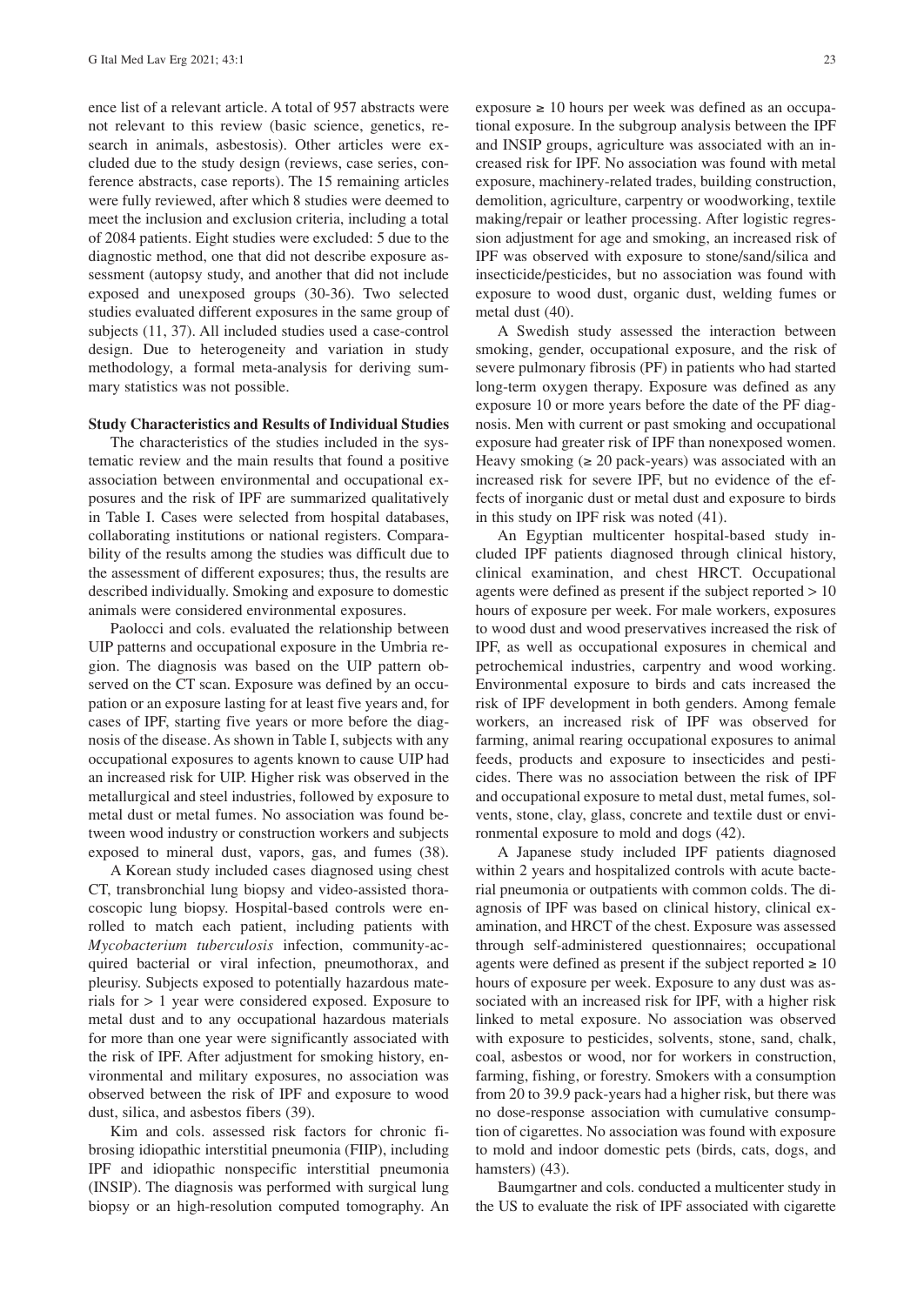ence list of a relevant article. A total of 957 abstracts were not relevant to this review (basic science, genetics, research in animals, asbestosis). Other articles were excluded due to the study design (reviews, case series, conference abstracts, case reports). The 15 remaining articles were fully reviewed, after which 8 studies were deemed to meet the inclusion and exclusion criteria, including a total of 2084 patients. Eight studies were excluded: 5 due to the diagnostic method, one that did not describe exposure assessment (autopsy study, and another that did not include exposed and unexposed groups (30-36). Two selected studies evaluated different exposures in the same group of subjects (11, 37). All included studies used a case-control design. Due to heterogeneity and variation in study methodology, a formal meta-analysis for deriving summary statistics was not possible.

**Study Characteristics and Results of Individual Studies**

The characteristics of the studies included in the systematic review and the main results that found a positive association between environmental and occupational exposures and the risk of IPF are summarized qualitatively in Table I. Cases were selected from hospital databases, collaborating institutions or national registers. Comparability of the results among the studies was difficult due to the assessment of different exposures; thus, the results are described individually. Smoking and exposure to domestic animals were considered environmental exposures.

Paolocci and cols. evaluated the relationship between UIP patterns and occupational exposure in the Umbria region. The diagnosis was based on the UIP pattern observed on the CT scan. Exposure was defined by an occupation or an exposure lasting for at least five years and, for cases of IPF, starting five years or more before the diagnosis of the disease. As shown in Table I, subjects with any occupational exposures to agents known to cause UIP had an increased risk for UIP. Higher risk was observed in the metallurgical and steel industries, followed by exposure to metal dust or metal fumes. No association was found between wood industry or construction workers and subjects exposed to mineral dust, vapors, gas, and fumes (38).

A Korean study included cases diagnosed using chest CT, transbronchial lung biopsy and video-assisted thoracoscopic lung biopsy. Hospital-based controls were enrolled to match each patient, including patients with *Mycobacterium tuberculosis* infection, community-acquired bacterial or viral infection, pneumothorax, and pleurisy. Subjects exposed to potentially hazardous materials for > 1 year were considered exposed. Exposure to metal dust and to any occupational hazardous materials for more than one year were significantly associated with the risk of IPF. After adjustment for smoking history, environmental and military exposures, no association was observed between the risk of IPF and exposure to wood dust, silica, and asbestos fibers (39).

Kim and cols. assessed risk factors for chronic fibrosing idiopathic interstitial pneumonia (FIIP), including IPF and idiopathic nonspecific interstitial pneumonia (INSIP). The diagnosis was performed with surgical lung biopsy or an high-resolution computed tomography. An exposure ≥ 10 hours per week was defined as an occupational exposure. In the subgroup analysis between the IPF and INSIP groups, agriculture was associated with an increased risk for IPF. No association was found with metal exposure, machinery-related trades, building construction, demolition, agriculture, carpentry or woodworking, textile making/repair or leather processing. After logistic regression adjustment for age and smoking, an increased risk of IPF was observed with exposure to stone/sand/silica and insecticide/pesticides, but no association was found with exposure to wood dust, organic dust, welding fumes or metal dust (40).

A Swedish study assessed the interaction between smoking, gender, occupational exposure, and the risk of severe pulmonary fibrosis (PF) in patients who had started long-term oxygen therapy. Exposure was defined as any exposure 10 or more years before the date of the PF diagnosis. Men with current or past smoking and occupational exposure had greater risk of IPF than nonexposed women. Heavy smoking (≥ 20 pack-years) was associated with an increased risk for severe IPF, but no evidence of the effects of inorganic dust or metal dust and exposure to birds in this study on IPF risk was noted (41).

An Egyptian multicenter hospital-based study included IPF patients diagnosed through clinical history, clinical examination, and chest HRCT. Occupational agents were defined as present if the subject reported > 10 hours of exposure per week. For male workers, exposures to wood dust and wood preservatives increased the risk of IPF, as well as occupational exposures in chemical and petrochemical industries, carpentry and wood working. Environmental exposure to birds and cats increased the risk of IPF development in both genders. Among female workers, an increased risk of IPF was observed for farming, animal rearing occupational exposures to animal feeds, products and exposure to insecticides and pesticides. There was no association between the risk of IPF and occupational exposure to metal dust, metal fumes, solvents, stone, clay, glass, concrete and textile dust or environmental exposure to mold and dogs (42).

A Japanese study included IPF patients diagnosed within 2 years and hospitalized controls with acute bacterial pneumonia or outpatients with common colds. The diagnosis of IPF was based on clinical history, clinical examination, and HRCT of the chest. Exposure was assessed through self-administered questionnaires; occupational agents were defined as present if the subject reported ≥ 10 hours of exposure per week. Exposure to any dust was associated with an increased risk for IPF, with a higher risk linked to metal exposure. No association was observed with exposure to pesticides, solvents, stone, sand, chalk, coal, asbestos or wood, nor for workers in construction, farming, fishing, or forestry. Smokers with a consumption from 20 to 39.9 pack-years had a higher risk, but there was no dose-response association with cumulative consumption of cigarettes. No association was found with exposure to mold and indoor domestic pets (birds, cats, dogs, and hamsters) (43).

Baumgartner and cols. conducted a multicenter study in the US to evaluate the risk of IPF associated with cigarette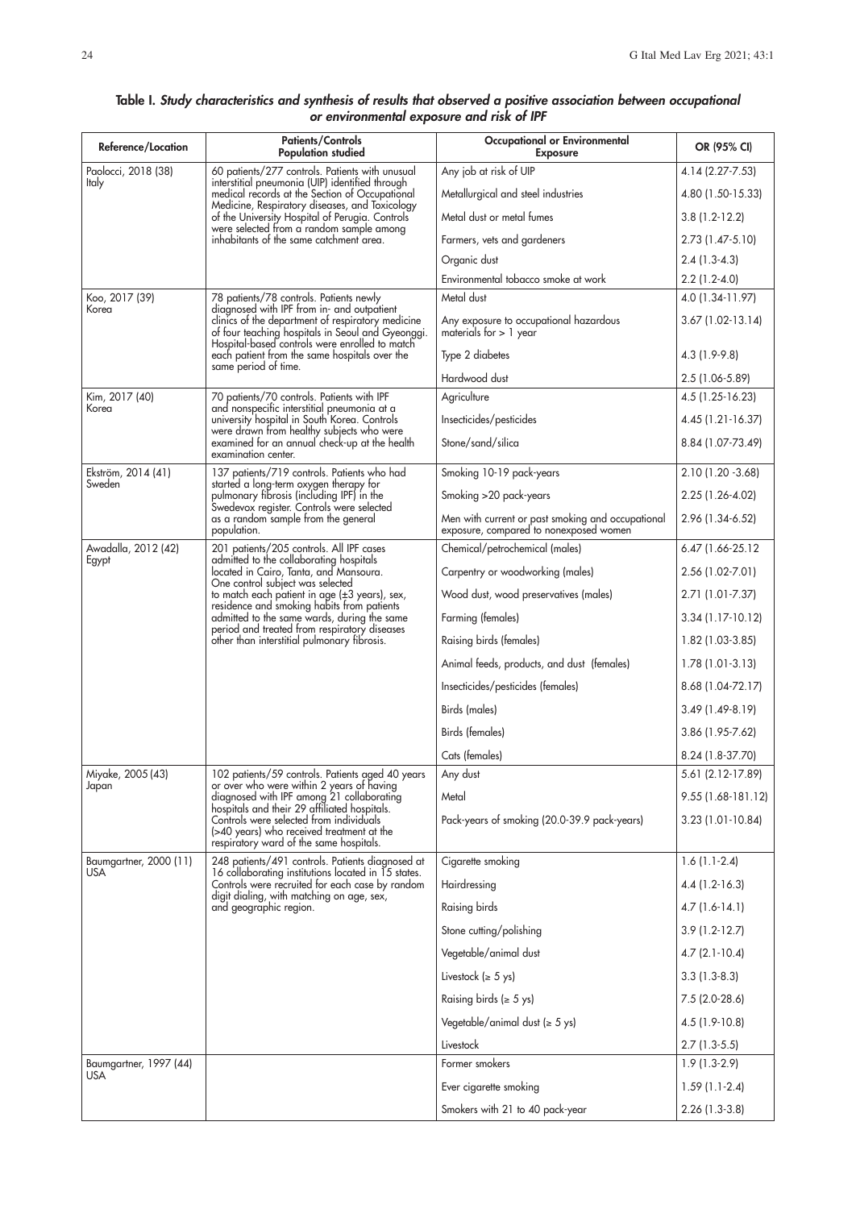**Table I.** ***Study characteristics and synthesis of results that observed a positive association between occupational or environmental exposure and risk of IPF***

| Reference/Location | Patients/Controls Population studied | Occupational or Environmental Exposure | OR (95% CI) |
|---|---|---|---|
| Paolocci, 2018 (38) Italy | 60 patients/277 controls. Patients with unusual interstitial pneumonia (UIP) identified through medical records at the Section of Occupational Medicine, Respiratory diseases, and Toxicology of the University Hospital of Perugia. Controls were selected from a random sample among inhabitants of the same catchment area. | Any job at risk of UIP | 4.14 (2.27-7.53) |
| | | Metallurgical and steel industries | 4.80 (1.50-15.33) |
| | | Metal dust or metal fumes | 3.8 (1.2-12.2) |
| | | Farmers, vets and gardeners | 2.73 (1.47-5.10) |
| | | Organic dust | 2.4 (1.3-4.3) |
| | | Environmental tobacco smoke at work | 2.2 (1.2-4.0) |
| Koo, 2017 (39) Korea | 78 patients/78 controls. Patients newly diagnosed with IPF from in- and outpatient clinics of the department of respiratory medicine of four teaching hospitals in Seoul and Gyeonggi. Hospital-based controls were enrolled to match each patient from the same hospitals over the same period of time. | Metal dust | 4.0 (1.34-11.97) |
| | | Any exposure to occupational hazardous materials for > 1 year | 3.67 (1.02-13.14) |
| | | Type 2 diabetes | 4.3 (1.9-9.8) |
| | | Hardwood dust | 2.5 (1.06-5.89) |
| Kim, 2017 (40) Korea | 70 patients/70 controls. Patients with IPF and nonspecific interstitial pneumonia at a university hospital in South Korea. Controls were drawn from healthy subjects who were examined for an annual check-up at the health examination center. | Agriculture | 4.5 (1.25-16.23) |
| | | Insecticides/pesticides | 4.45 (1.21-16.37) |
| | | Stone/sand/silica | 8.84 (1.07-73.49) |
| Ekström, 2014 (41) Sweden | 137 patients/719 controls. Patients who had started a long-term oxygen therapy for pulmonary fibrosis (including IPF) in the Swedevox register. Controls were selected as a random sample from the general population. | Smoking 10-19 pack-years | 2.10 (1.20 -3.68) |
| | | Smoking >20 pack-years | 2.25 (1.26-4.02) |
| | | Men with current or past smoking and occupational exposure, compared to nonexposed women | 2.96 (1.34-6.52) |
| Awadalla, 2012 (42) Egypt | 201 patients/205 controls. All IPF cases admitted to the collaborating hospitals located in Cairo, Tanta, and Mansoura. One control subject was selected to match each patient in age (±3 years), sex, residence and smoking habits from patients admitted to the same wards, during the same period and treated from respiratory diseases other than interstitial pulmonary fibrosis. | Chemical/petrochemical (males) | 6.47 (1.66-25.12 |
| | | Carpentry or woodworking (males) | 2.56 (1.02-7.01) |
| | | Wood dust, wood preservatives (males) | 2.71 (1.01-7.37) |
| | | Farming (females) | 3.34 (1.17-10.12) |
| | | Raising birds (females) | 1.82 (1.03-3.85) |
| | | Animal feeds, products, and dust (females) | 1.78 (1.01-3.13) |
| | | Insecticides/pesticides (females) | 8.68 (1.04-72.17) |
| | | Birds (males) | 3.49 (1.49-8.19) |
| | | Birds (females) | 3.86 (1.95-7.62) |
| | | Cats (females) | 8.24 (1.8-37.70) |
| Miyake, 2005 (43) Japan | 102 patients/59 controls. Patients aged 40 years or over who were within 2 years of having diagnosed with IPF among 21 collaborating hospitals and their 29 affiliated hospitals. Controls were selected from individuals (>40 years) who received treatment at the respiratory ward of the same hospitals. | Any dust | 5.61 (2.12-17.89) |
| | | Metal | 9.55 (1.68-181.12) |
| | | Pack-years of smoking (20.0-39.9 pack-years) | 3.23 (1.01-10.84) |
| Baumgartner, 2000 (11) USA | 248 patients/491 controls. Patients diagnosed at 16 collaborating institutions located in 15 states. Controls were recruited for each case by random digit dialing, with matching on age, sex, and geographic region. | Cigarette smoking | 1.6 (1.1-2.4) |
| | | Hairdressing | 4.4 (1.2-16.3) |
| | | Raising birds | 4.7 (1.6-14.1) |
| | | Stone cutting/polishing | 3.9 (1.2-12.7) |
| | | Vegetable/animal dust | 4.7 (2.1-10.4) |
| | | Livestock (≥ 5 ys) | 3.3 (1.3-8.3) |
| | | Raising birds (≥ 5 ys) | 7.5 (2.0-28.6) |
| | | Vegetable/animal dust (≥ 5 ys) | 4.5 (1.9-10.8) |
| | | Livestock | 2.7 (1.3-5.5) |
| Baumgartner, 1997 (44) USA | | Former smokers | 1.9 (1.3-2.9) |
| | | Ever cigarette smoking | 1.59 (1.1-2.4) |
| | | Smokers with 21 to 40 pack-year | 2.26 (1.3-3.8) |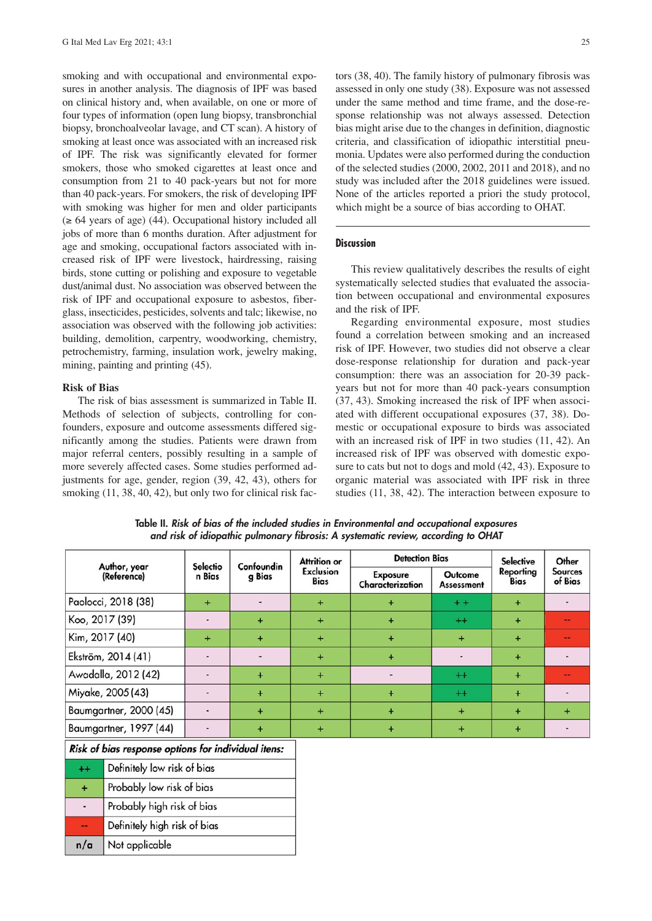smoking and with occupational and environmental exposures in another analysis. The diagnosis of IPF was based on clinical history and, when available, on one or more of four types of information (open lung biopsy, transbronchial biopsy, bronchoalveolar lavage, and CT scan). A history of smoking at least once was associated with an increased risk of IPF. The risk was significantly elevated for former smokers, those who smoked cigarettes at least once and consumption from 21 to 40 pack-years but not for more than 40 pack-years. For smokers, the risk of developing IPF with smoking was higher for men and older participants (≥ 64 years of age) (44). Occupational history included all jobs of more than 6 months duration. After adjustment for age and smoking, occupational factors associated with increased risk of IPF were livestock, hairdressing, raising birds, stone cutting or polishing and exposure to vegetable dust/animal dust. No association was observed between the risk of IPF and occupational exposure to asbestos, fiberglass, insecticides, pesticides, solvents and talc; likewise, no association was observed with the following job activities: building, demolition, carpentry, woodworking, chemistry, petrochemistry, farming, insulation work, jewelry making, mining, painting and printing (45).

### Risk of Bias

The risk of bias assessment is summarized in Table II. Methods of selection of subjects, controlling for confounders, exposure and outcome assessments differed significantly among the studies. Patients were drawn from major referral centers, possibly resulting in a sample of more severely affected cases. Some studies performed adjustments for age, gender, region (39, 42, 43), others for smoking (11, 38, 40, 42), but only two for clinical risk factors (38, 40). The family history of pulmonary fibrosis was assessed in only one study (38). Exposure was not assessed under the same method and time frame, and the dose-response relationship was not always assessed. Detection bias might arise due to the changes in definition, diagnostic criteria, and classification of idiopathic interstitial pneumonia. Updates were also performed during the conduction of the selected studies (2000, 2002, 2011 and 2018), and no study was included after the 2018 guidelines were issued. None of the articles reported a priori the study protocol, which might be a source of bias according to OHAT.

## Discussion

This review qualitatively describes the results of eight systematically selected studies that evaluated the association between occupational and environmental exposures and the risk of IPF.

Regarding environmental exposure, most studies found a correlation between smoking and an increased risk of IPF. However, two studies did not observe a clear dose-response relationship for duration and pack-year consumption: there was an association for 20-39 pack-years but not for more than 40 pack-years consumption (37, 43). Smoking increased the risk of IPF when associated with different occupational exposures (37, 38). Domestic or occupational exposure to birds was associated with an increased risk of IPF in two studies (11, 42). An increased risk of IPF was observed with domestic exposure to cats but not to dogs and mold (42, 43). Exposure to organic material was associated with IPF risk in three studies (11, 38, 42). The interaction between exposure to

**Table II.** ***Risk of bias of the included studies in Environmental and occupational exposures and risk of idiopathic pulmonary fibrosis: A systematic review, according to OHAT***

| Author, year (Reference) | Selection Bias | Confounding Bias | Attrition or Exclusion Bias | Detection Bias | | Selective Reporting Bias | Other Sources of Bias |
|---|---|---|---|---|---|---|---|
| | | | | Exposure Characterization | Outcome Assessment | | |
| Paolocci, 2018 (38) | + | - | + | + | ++ | + | - |
| Koo, 2017 (39) | - | + | + | + | ++ | + | -- |
| Kim, 2017 (40) | + | + | + | + | + | + | -- |
| Ekström, 2014 (41) | - | - | + | + | - | + | - |
| Awadalla, 2012 (42) | - | + | + | - | ++ | + | -- |
| Miyake, 2005 (43) | - | + | + | + | ++ | + | - |
| Baumgartner, 2000 (45) | - | + | + | + | + | + | + |
| Baumgartner, 1997 (44) | - | + | + | + | + | + | - |

| *Risk of bias response options for individual items:* | |
|---|---|
| ++ | Definitely low risk of bias |
| + | Probably low risk of bias |
| - | Probably high risk of bias |
| -- | Definitely high risk of bias |
| n/a | Not applicable |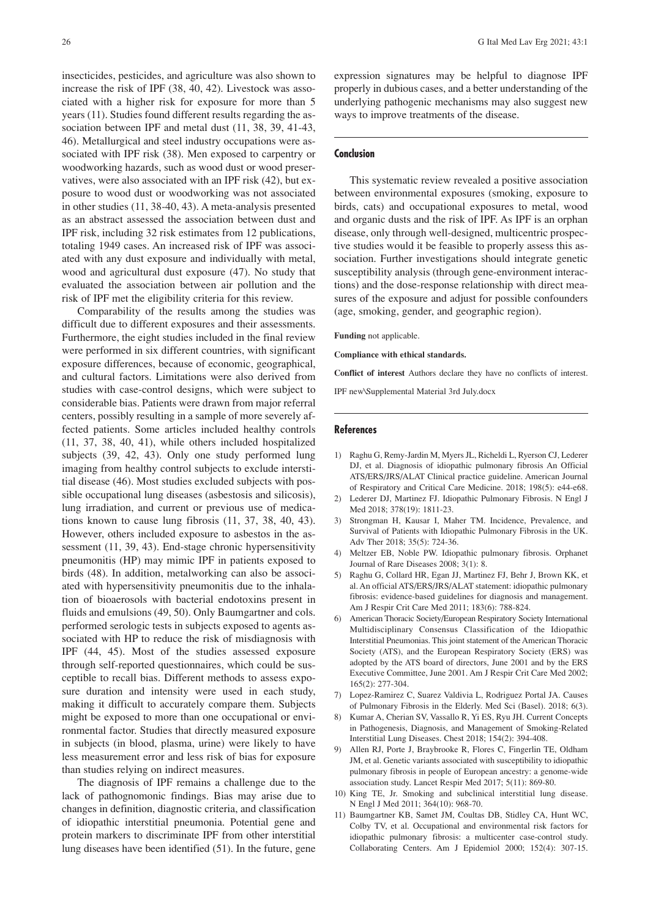insecticides, pesticides, and agriculture was also shown to increase the risk of IPF (38, 40, 42). Livestock was associated with a higher risk for exposure for more than 5 years (11). Studies found different results regarding the association between IPF and metal dust (11, 38, 39, 41-43, 46). Metallurgical and steel industry occupations were associated with IPF risk (38). Men exposed to carpentry or woodworking hazards, such as wood dust or wood preservatives, were also associated with an IPF risk (42), but exposure to wood dust or woodworking was not associated in other studies (11, 38-40, 43). A meta-analysis presented as an abstract assessed the association between dust and IPF risk, including 32 risk estimates from 12 publications, totaling 1949 cases. An increased risk of IPF was associated with any dust exposure and individually with metal, wood and agricultural dust exposure (47). No study that evaluated the association between air pollution and the risk of IPF met the eligibility criteria for this review.

Comparability of the results among the studies was difficult due to different exposures and their assessments. Furthermore, the eight studies included in the final review were performed in six different countries, with significant exposure differences, because of economic, geographical, and cultural factors. Limitations were also derived from studies with case-control designs, which were subject to considerable bias. Patients were drawn from major referral centers, possibly resulting in a sample of more severely affected patients. Some articles included healthy controls (11, 37, 38, 40, 41), while others included hospitalized subjects (39, 42, 43). Only one study performed lung imaging from healthy control subjects to exclude interstitial disease (46). Most studies excluded subjects with possible occupational lung diseases (asbestosis and silicosis), lung irradiation, and current or previous use of medications known to cause lung fibrosis (11, 37, 38, 40, 43). However, others included exposure to asbestos in the assessment (11, 39, 43). End-stage chronic hypersensitivity pneumonitis (HP) may mimic IPF in patients exposed to birds (48). In addition, metalworking can also be associated with hypersensitivity pneumonitis due to the inhalation of bioaerosols with bacterial endotoxins present in fluids and emulsions (49, 50). Only Baumgartner and cols. performed serologic tests in subjects exposed to agents associated with HP to reduce the risk of misdiagnosis with IPF (44, 45). Most of the studies assessed exposure through self-reported questionnaires, which could be susceptible to recall bias. Different methods to assess exposure duration and intensity were used in each study, making it difficult to accurately compare them. Subjects might be exposed to more than one occupational or environmental factor. Studies that directly measured exposure in subjects (in blood, plasma, urine) were likely to have less measurement error and less risk of bias for exposure than studies relying on indirect measures.

The diagnosis of IPF remains a challenge due to the lack of pathognomonic findings. Bias may arise due to changes in definition, diagnostic criteria, and classification of idiopathic interstitial pneumonia. Potential gene and protein markers to discriminate IPF from other interstitial lung diseases have been identified (51). In the future, gene expression signatures may be helpful to diagnose IPF properly in dubious cases, and a better understanding of the underlying pathogenic mechanisms may also suggest new ways to improve treatments of the disease.

## Conclusion

This systematic review revealed a positive association between environmental exposures (smoking, exposure to birds, cats) and occupational exposures to metal, wood and organic dusts and the risk of IPF. As IPF is an orphan disease, only through well-designed, multicentric prospective studies would it be feasible to properly assess this association. Further investigations should integrate genetic susceptibility analysis (through gene-environment interactions) and the dose-response relationship with direct measures of the exposure and adjust for possible confounders (age, smoking, gender, and geographic region).

**Funding** not applicable.

**Compliance with ethical standards.**

**Conflict of interest** Authors declare they have no conflicts of interest.

IPF new\Supplemental Material 3rd July.docx

## References

1) Raghu G, Remy-Jardin M, Myers JL, Richeldi L, Ryerson CJ, Lederer DJ, et al. Diagnosis of idiopathic pulmonary fibrosis An Official ATS/ERS/JRS/ALAT Clinical practice guideline. American Journal of Respiratory and Critical Care Medicine. 2018; 198(5): e44-e68.
2) Lederer DJ, Martinez FJ. Idiopathic Pulmonary Fibrosis. N Engl J Med 2018; 378(19): 1811-23.
3) Strongman H, Kausar I, Maher TM. Incidence, Prevalence, and Survival of Patients with Idiopathic Pulmonary Fibrosis in the UK. Adv Ther 2018; 35(5): 724-36.
4) Meltzer EB, Noble PW. Idiopathic pulmonary fibrosis. Orphanet Journal of Rare Diseases 2008; 3(1): 8.
5) Raghu G, Collard HR, Egan JJ, Martinez FJ, Behr J, Brown KK, et al. An official ATS/ERS/JRS/ALAT statement: idiopathic pulmonary fibrosis: evidence-based guidelines for diagnosis and management. Am J Respir Crit Care Med 2011; 183(6): 788-824.
6) American Thoracic Society/European Respiratory Society International Multidisciplinary Consensus Classification of the Idiopathic Interstitial Pneumonias. This joint statement of the American Thoracic Society (ATS), and the European Respiratory Society (ERS) was adopted by the ATS board of directors, June 2001 and by the ERS Executive Committee, June 2001. Am J Respir Crit Care Med 2002; 165(2): 277-304.
7) Lopez-Ramirez C, Suarez Valdivia L, Rodriguez Portal JA. Causes of Pulmonary Fibrosis in the Elderly. Med Sci (Basel). 2018; 6(3).
8) Kumar A, Cherian SV, Vassallo R, Yi ES, Ryu JH. Current Concepts in Pathogenesis, Diagnosis, and Management of Smoking-Related Interstitial Lung Diseases. Chest 2018; 154(2): 394-408.
9) Allen RJ, Porte J, Braybrooke R, Flores C, Fingerlin TE, Oldham JM, et al. Genetic variants associated with susceptibility to idiopathic pulmonary fibrosis in people of European ancestry: a genome-wide association study. Lancet Respir Med 2017; 5(11): 869-80.
10) King TE, Jr. Smoking and subclinical interstitial lung disease. N Engl J Med 2011; 364(10): 968-70.
11) Baumgartner KB, Samet JM, Coultas DB, Stidley CA, Hunt WC, Colby TV, et al. Occupational and environmental risk factors for idiopathic pulmonary fibrosis: a multicenter case-control study. Collaborating Centers. Am J Epidemiol 2000; 152(4): 307-15.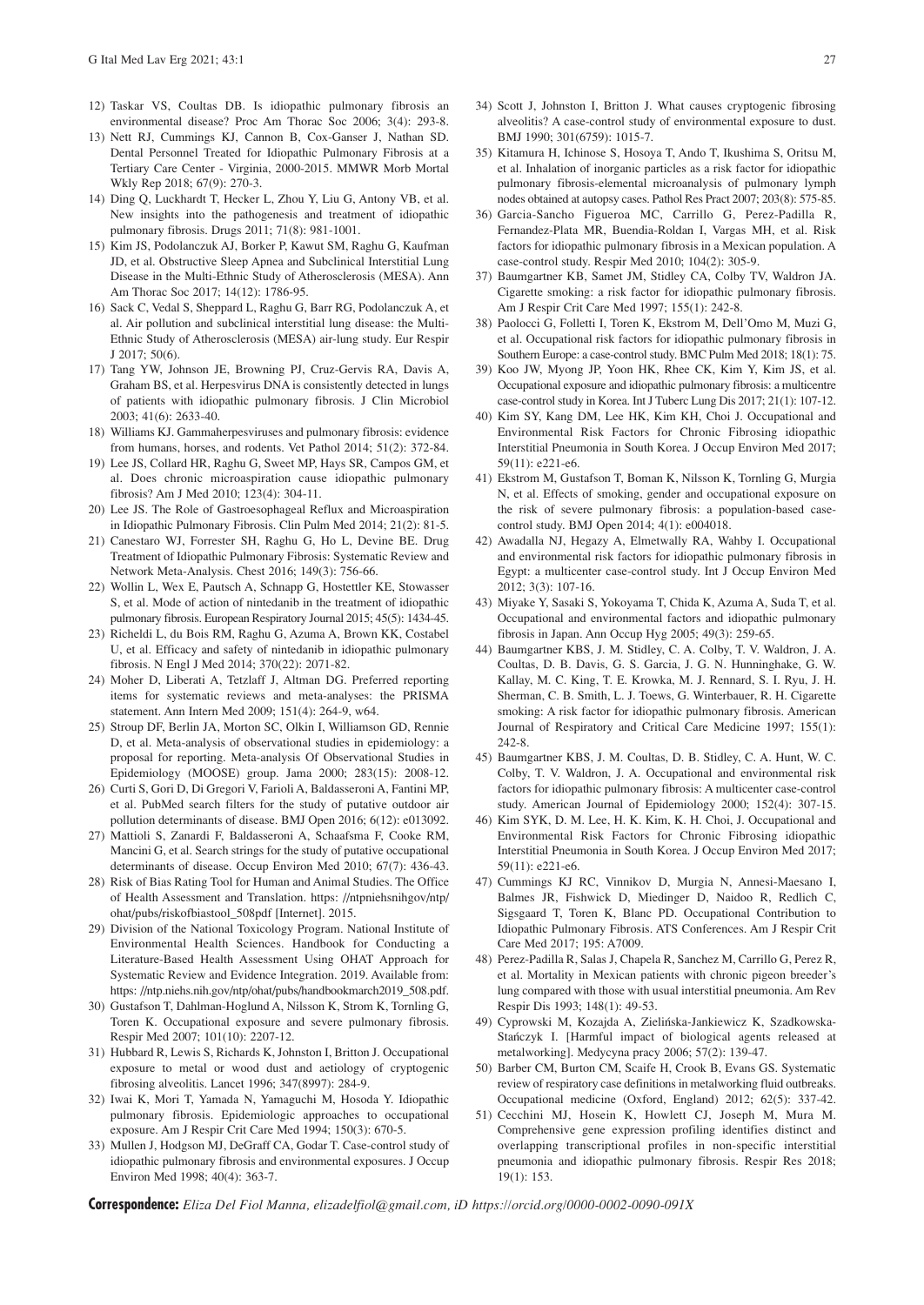12) Taskar VS, Coultas DB. Is idiopathic pulmonary fibrosis an environmental disease? Proc Am Thorac Soc 2006; 3(4): 293-8.
13) Nett RJ, Cummings KJ, Cannon B, Cox-Ganser J, Nathan SD. Dental Personnel Treated for Idiopathic Pulmonary Fibrosis at a Tertiary Care Center - Virginia, 2000-2015. MMWR Morb Mortal Wkly Rep 2018; 67(9): 270-3.
14) Ding Q, Luckhardt T, Hecker L, Zhou Y, Liu G, Antony VB, et al. New insights into the pathogenesis and treatment of idiopathic pulmonary fibrosis. Drugs 2011; 71(8): 981-1001.
15) Kim JS, Podolanczuk AJ, Borker P, Kawut SM, Raghu G, Kaufman JD, et al. Obstructive Sleep Apnea and Subclinical Interstitial Lung Disease in the Multi-Ethnic Study of Atherosclerosis (MESA). Ann Am Thorac Soc 2017; 14(12): 1786-95.
16) Sack C, Vedal S, Sheppard L, Raghu G, Barr RG, Podolanczuk A, et al. Air pollution and subclinical interstitial lung disease: the Multi-Ethnic Study of Atherosclerosis (MESA) air-lung study. Eur Respir J 2017; 50(6).
17) Tang YW, Johnson JE, Browning PJ, Cruz-Gervis RA, Davis A, Graham BS, et al. Herpesvirus DNA is consistently detected in lungs of patients with idiopathic pulmonary fibrosis. J Clin Microbiol 2003; 41(6): 2633-40.
18) Williams KJ. Gammaherpesviruses and pulmonary fibrosis: evidence from humans, horses, and rodents. Vet Pathol 2014; 51(2): 372-84.
19) Lee JS, Collard HR, Raghu G, Sweet MP, Hays SR, Campos GM, et al. Does chronic microaspiration cause idiopathic pulmonary fibrosis? Am J Med 2010; 123(4): 304-11.
20) Lee JS. The Role of Gastroesophageal Reflux and Microaspiration in Idiopathic Pulmonary Fibrosis. Clin Pulm Med 2014; 21(2): 81-5.
21) Canestaro WJ, Forrester SH, Raghu G, Ho L, Devine BE. Drug Treatment of Idiopathic Pulmonary Fibrosis: Systematic Review and Network Meta-Analysis. Chest 2016; 149(3): 756-66.
22) Wollin L, Wex E, Pautsch A, Schnapp G, Hostettler KE, Stowasser S, et al. Mode of action of nintedanib in the treatment of idiopathic pulmonary fibrosis. European Respiratory Journal 2015; 45(5): 1434-45.
23) Richeldi L, du Bois RM, Raghu G, Azuma A, Brown KK, Costabel U, et al. Efficacy and safety of nintedanib in idiopathic pulmonary fibrosis. N Engl J Med 2014; 370(22): 2071-82.
24) Moher D, Liberati A, Tetzlaff J, Altman DG. Preferred reporting items for systematic reviews and meta-analyses: the PRISMA statement. Ann Intern Med 2009; 151(4): 264-9, w64.
25) Stroup DF, Berlin JA, Morton SC, Olkin I, Williamson GD, Rennie D, et al. Meta-analysis of observational studies in epidemiology: a proposal for reporting. Meta-analysis Of Observational Studies in Epidemiology (MOOSE) group. Jama 2000; 283(15): 2008-12.
26) Curti S, Gori D, Di Gregori V, Farioli A, Baldasseroni A, Fantini MP, et al. PubMed search filters for the study of putative outdoor air pollution determinants of disease. BMJ Open 2016; 6(12): e013092.
27) Mattioli S, Zanardi F, Baldasseroni A, Schaafsma F, Cooke RM, Mancini G, et al. Search strings for the study of putative occupational determinants of disease. Occup Environ Med 2010; 67(7): 436-43.
28) Risk of Bias Rating Tool for Human and Animal Studies. The Office of Health Assessment and Translation. https: //ntpniehsnihgov/ntp/ohat/pubs/riskofbiastool_508pdf [Internet]. 2015.
29) Division of the National Toxicology Program. National Institute of Environmental Health Sciences. Handbook for Conducting a Literature-Based Health Assessment Using OHAT Approach for Systematic Review and Evidence Integration. 2019. Available from: https: //ntp.niehs.nih.gov/ntp/ohat/pubs/handbookmarch2019_508.pdf.
30) Gustafson T, Dahlman-Hoglund A, Nilsson K, Strom K, Tornling G, Toren K. Occupational exposure and severe pulmonary fibrosis. Respir Med 2007; 101(10): 2207-12.
31) Hubbard R, Lewis S, Richards K, Johnston I, Britton J. Occupational exposure to metal or wood dust and aetiology of cryptogenic fibrosing alveolitis. Lancet 1996; 347(8997): 284-9.
32) Iwai K, Mori T, Yamada N, Yamaguchi M, Hosoda Y. Idiopathic pulmonary fibrosis. Epidemiologic approaches to occupational exposure. Am J Respir Crit Care Med 1994; 150(3): 670-5.
33) Mullen J, Hodgson MJ, DeGraff CA, Godar T. Case-control study of idiopathic pulmonary fibrosis and environmental exposures. J Occup Environ Med 1998; 40(4): 363-7.
34) Scott J, Johnston I, Britton J. What causes cryptogenic fibrosing alveolitis? A case-control study of environmental exposure to dust. BMJ 1990; 301(6759): 1015-7.
35) Kitamura H, Ichinose S, Hosoya T, Ando T, Ikushima S, Oritsu M, et al. Inhalation of inorganic particles as a risk factor for idiopathic pulmonary fibrosis-elemental microanalysis of pulmonary lymph nodes obtained at autopsy cases. Pathol Res Pract 2007; 203(8): 575-85.
36) Garcia-Sancho Figueroa MC, Carrillo G, Perez-Padilla R, Fernandez-Plata MR, Buendia-Roldan I, Vargas MH, et al. Risk factors for idiopathic pulmonary fibrosis in a Mexican population. A case-control study. Respir Med 2010; 104(2): 305-9.
37) Baumgartner KB, Samet JM, Stidley CA, Colby TV, Waldron JA. Cigarette smoking: a risk factor for idiopathic pulmonary fibrosis. Am J Respir Crit Care Med 1997; 155(1): 242-8.
38) Paolocci G, Folletti I, Toren K, Ekstrom M, Dell'Omo M, Muzi G, et al. Occupational risk factors for idiopathic pulmonary fibrosis in Southern Europe: a case-control study. BMC Pulm Med 2018; 18(1): 75.
39) Koo JW, Myong JP, Yoon HK, Rhee CK, Kim Y, Kim JS, et al. Occupational exposure and idiopathic pulmonary fibrosis: a multicentre case-control study in Korea. Int J Tuberc Lung Dis 2017; 21(1): 107-12.
40) Kim SY, Kang DM, Lee HK, Kim KH, Choi J. Occupational and Environmental Risk Factors for Chronic Fibrosing idiopathic Interstitial Pneumonia in South Korea. J Occup Environ Med 2017; 59(11): e221-e6.
41) Ekstrom M, Gustafson T, Boman K, Nilsson K, Tornling G, Murgia N, et al. Effects of smoking, gender and occupational exposure on the risk of severe pulmonary fibrosis: a population-based case-control study. BMJ Open 2014; 4(1): e004018.
42) Awadalla NJ, Hegazy A, Elmetwally RA, Wahby I. Occupational and environmental risk factors for idiopathic pulmonary fibrosis in Egypt: a multicenter case-control study. Int J Occup Environ Med 2012; 3(3): 107-16.
43) Miyake Y, Sasaki S, Yokoyama T, Chida K, Azuma A, Suda T, et al. Occupational and environmental factors and idiopathic pulmonary fibrosis in Japan. Ann Occup Hyg 2005; 49(3): 259-65.
44) Baumgartner KBS, J. M. Stidley, C. A. Colby, T. V. Waldron, J. A. Coultas, D. B. Davis, G. S. Garcia, J. G. N. Hunninghake, G. W. Kallay, M. C. King, T. E. Krowka, M. J. Rennard, S. I. Ryu, J. H. Sherman, C. B. Smith, L. J. Toews, G. Winterbauer, R. H. Cigarette smoking: A risk factor for idiopathic pulmonary fibrosis. American Journal of Respiratory and Critical Care Medicine 1997; 155(1): 242-8.
45) Baumgartner KBS, J. M. Coultas, D. B. Stidley, C. A. Hunt, W. C. Colby, T. V. Waldron, J. A. Occupational and environmental risk factors for idiopathic pulmonary fibrosis: A multicenter case-control study. American Journal of Epidemiology 2000; 152(4): 307-15.
46) Kim SYK, D. M. Lee, H. K. Kim, K. H. Choi, J. Occupational and Environmental Risk Factors for Chronic Fibrosing idiopathic Interstitial Pneumonia in South Korea. J Occup Environ Med 2017; 59(11): e221-e6.
47) Cummings KJ RC, Vinnikov D, Murgia N, Annesi-Maesano I, Balmes JR, Fishwick D, Miedinger D, Naidoo R, Redlich C, Sigsgaard T, Toren K, Blanc PD. Occupational Contribution to Idiopathic Pulmonary Fibrosis. ATS Conferences. Am J Respir Crit Care Med 2017; 195: A7009.
48) Perez-Padilla R, Salas J, Chapela R, Sanchez M, Carrillo G, Perez R, et al. Mortality in Mexican patients with chronic pigeon breeder's lung compared with those with usual interstitial pneumonia. Am Rev Respir Dis 1993; 148(1): 49-53.
49) Cyprowski M, Kozajda A, Zielińska-Jankiewicz K, Szadkowska-Stańczyk I. [Harmful impact of biological agents released at metalworking]. Medycyna pracy 2006; 57(2): 139-47.
50) Barber CM, Burton CM, Scaife H, Crook B, Evans GS. Systematic review of respiratory case definitions in metalworking fluid outbreaks. Occupational medicine (Oxford, England) 2012; 62(5): 337-42.
51) Cecchini MJ, Hosein K, Howlett CJ, Joseph M, Mura M. Comprehensive gene expression profiling identifies distinct and overlapping transcriptional profiles in non-specific interstitial pneumonia and idiopathic pulmonary fibrosis. Respir Res 2018; 19(1): 153.

**Correspondence:** *Eliza Del Fiol Manna, elizadelfiol@gmail.com, iD https://orcid.org/0000-0002-0090-091X*